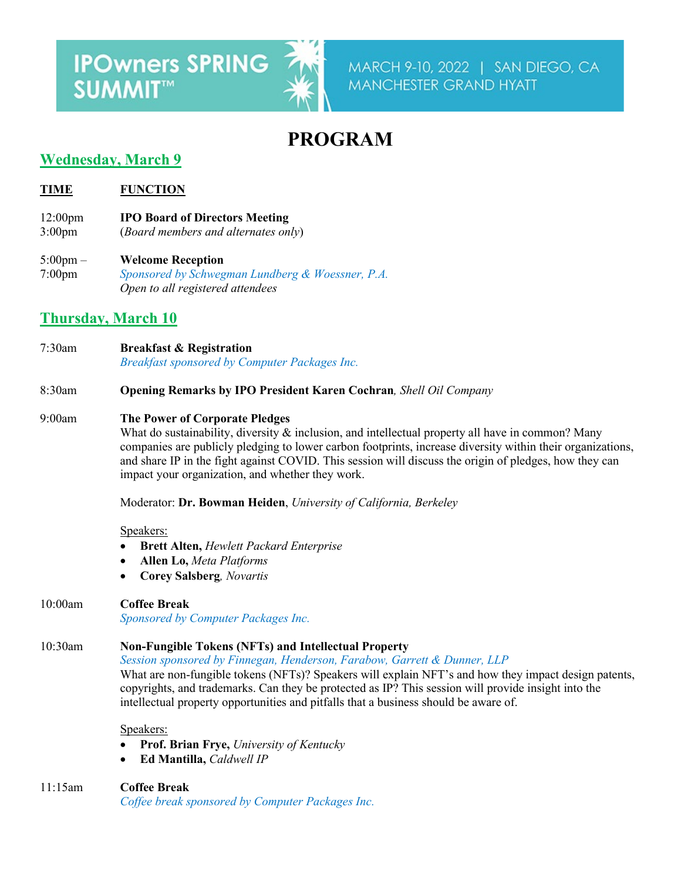IPOwners SPRING SUMMIT™

MARCH 9-10, 2022 | SAN DIEGO, CA
MANCHESTER GRAND HYATT

# PROGRAM

## Wednesday, March 9

**TIME** | **FUNCTION**

12:00pm
3:00pm
**IPO Board of Directors Meeting**
(*Board members and alternates only*)

5:00pm – 7:00pm
**Welcome Reception**
*Sponsored by Schwegman Lundberg & Woessner, P.A.*
*Open to all registered attendees*

## Thursday, March 10

7:30am
**Breakfast & Registration**
*Breakfast sponsored by Computer Packages Inc.*

8:30am
**Opening Remarks by IPO President Karen Cochran***, Shell Oil Company*

9:00am
**The Power of Corporate Pledges**
What do sustainability, diversity & inclusion, and intellectual property all have in common? Many companies are publicly pledging to lower carbon footprints, increase diversity within their organizations, and share IP in the fight against COVID. This session will discuss the origin of pledges, how they can impact your organization, and whether they work.

Moderator: **Dr. Bowman Heiden**, *University of California, Berkeley*

Speakers:

- **Brett Alten,** *Hewlett Packard Enterprise*
- **Allen Lo,** *Meta Platforms*
- **Corey Salsberg***, Novartis*

10:00am
**Coffee Break**
*Sponsored by Computer Packages Inc.*

10:30am
**Non-Fungible Tokens (NFTs) and Intellectual Property**
*Session sponsored by Finnegan, Henderson, Farabow, Garrett & Dunner, LLP*
What are non-fungible tokens (NFTs)? Speakers will explain NFT's and how they impact design patents, copyrights, and trademarks. Can they be protected as IP? This session will provide insight into the intellectual property opportunities and pitfalls that a business should be aware of.

Speakers:

- **Prof. Brian Frye,** *University of Kentucky*
- **Ed Mantilla,** *Caldwell IP*

11:15am
**Coffee Break**
*Coffee break sponsored by Computer Packages Inc.*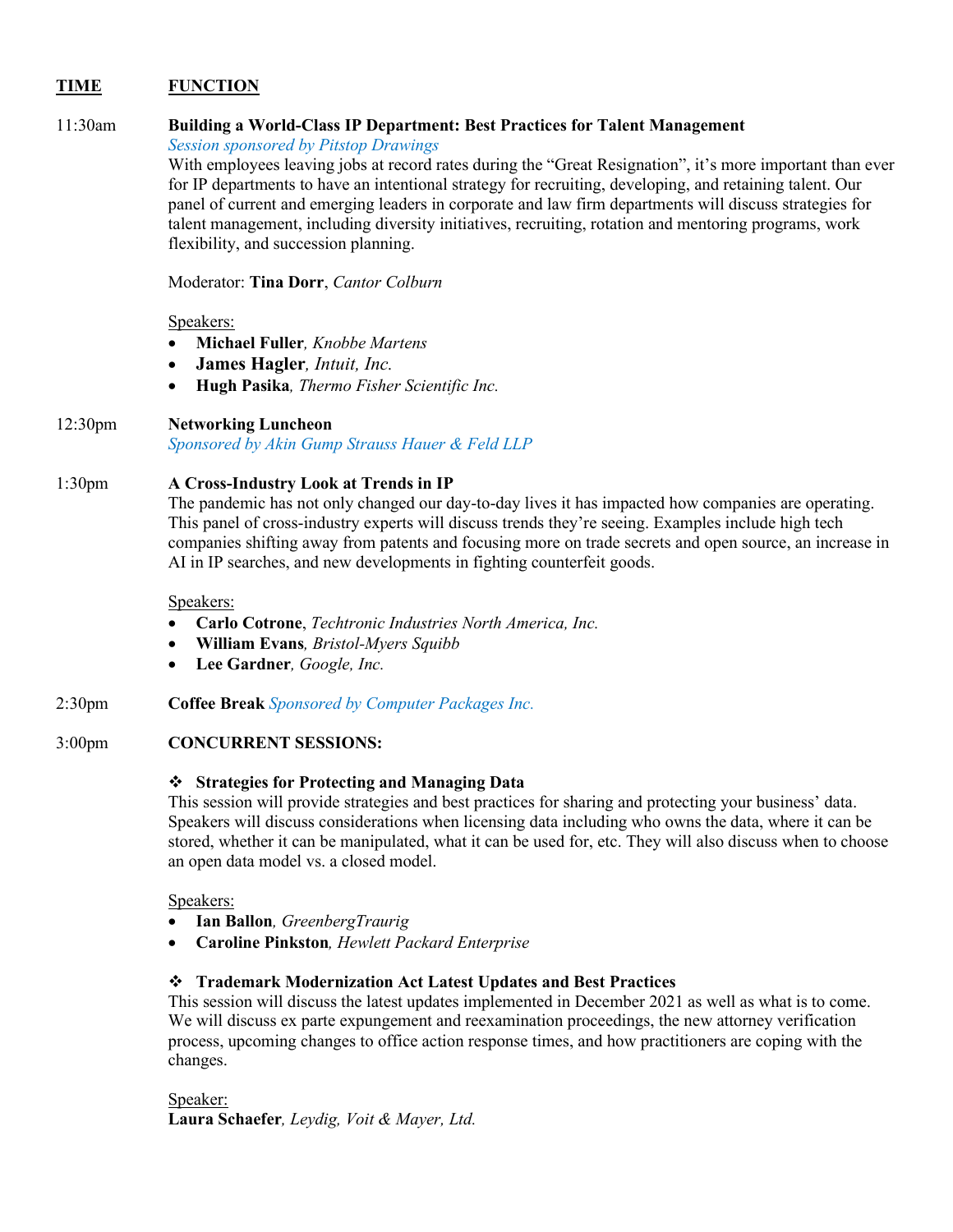| TIME | FUNCTION |
|---|---|

**11:30am** — **Building a World-Class IP Department: Best Practices for Talent Management**
*Session sponsored by Pitstop Drawings*
With employees leaving jobs at record rates during the "Great Resignation", it's more important than ever for IP departments to have an intentional strategy for recruiting, developing, and retaining talent. Our panel of current and emerging leaders in corporate and law firm departments will discuss strategies for talent management, including diversity initiatives, recruiting, rotation and mentoring programs, work flexibility, and succession planning.

Moderator: **Tina Dorr**, *Cantor Colburn*

Speakers:

- **Michael Fuller**, *Knobbe Martens*
- **James Hagler**, *Intuit, Inc.*
- **Hugh Pasika**, *Thermo Fisher Scientific Inc.*

**12:30pm** — **Networking Luncheon**
*Sponsored by Akin Gump Strauss Hauer & Feld LLP*

**1:30pm** — **A Cross-Industry Look at Trends in IP**
The pandemic has not only changed our day-to-day lives it has impacted how companies are operating. This panel of cross-industry experts will discuss trends they're seeing. Examples include high tech companies shifting away from patents and focusing more on trade secrets and open source, an increase in AI in IP searches, and new developments in fighting counterfeit goods.

Speakers:

- **Carlo Cotrone**, *Techtronic Industries North America, Inc.*
- **William Evans**, *Bristol-Myers Squibb*
- **Lee Gardner**, *Google, Inc.*

**2:30pm** — **Coffee Break** *Sponsored by Computer Packages Inc.*

**3:00pm** — **CONCURRENT SESSIONS:**

❖ **Strategies for Protecting and Managing Data**
This session will provide strategies and best practices for sharing and protecting your business' data. Speakers will discuss considerations when licensing data including who owns the data, where it can be stored, whether it can be manipulated, what it can be used for, etc. They will also discuss when to choose an open data model vs. a closed model.

Speakers:

- **Ian Ballon**, *GreenbergTraurig*
- **Caroline Pinkston**, *Hewlett Packard Enterprise*

❖ **Trademark Modernization Act Latest Updates and Best Practices**
This session will discuss the latest updates implemented in December 2021 as well as what is to come. We will discuss ex parte expungement and reexamination proceedings, the new attorney verification process, upcoming changes to office action response times, and how practitioners are coping with the changes.

Speaker:
**Laura Schaefer**, *Leydig, Voit & Mayer, Ltd.*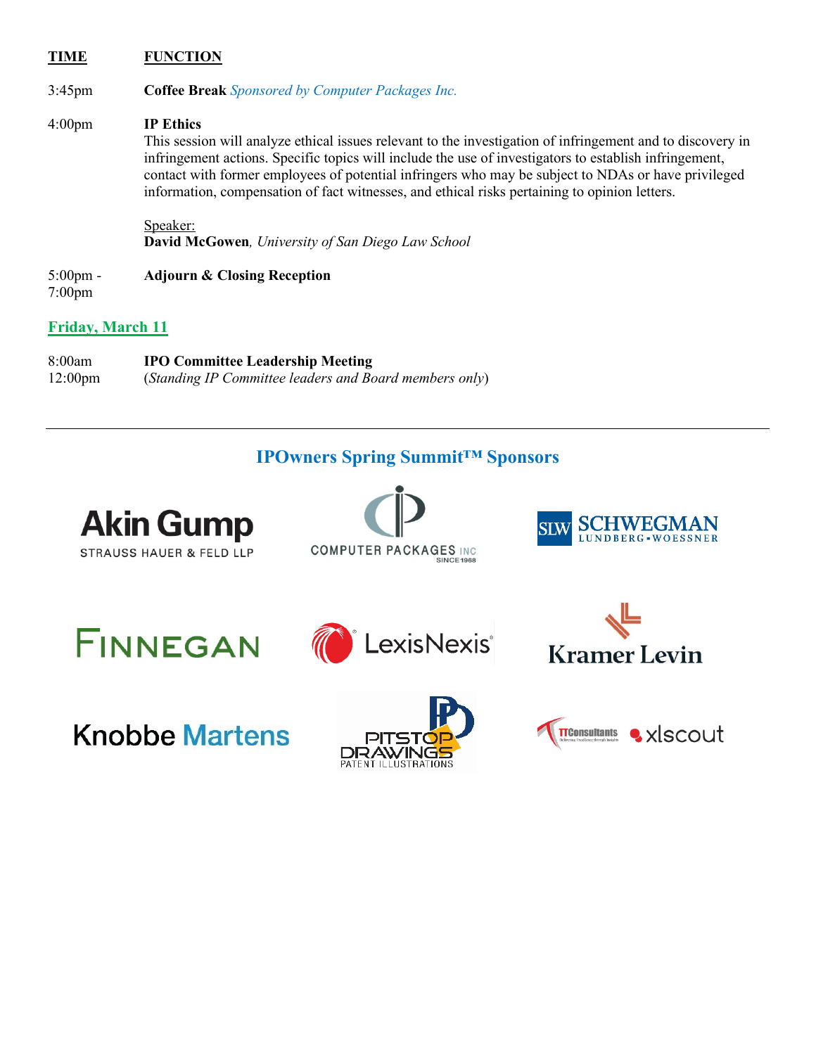| TIME | FUNCTION |
|---|---|
| 3:45pm | **Coffee Break** *Sponsored by Computer Packages Inc.* |
| 4:00pm | **IP Ethics**<br>This session will analyze ethical issues relevant to the investigation of infringement and to discovery in infringement actions. Specific topics will include the use of investigators to establish infringement, contact with former employees of potential infringers who may be subject to NDAs or have privileged information, compensation of fact witnesses, and ethical risks pertaining to opinion letters.<br><br>Speaker:<br>**David McGowen**, *University of San Diego Law School* |
| 5:00pm - 7:00pm | **Adjourn & Closing Reception** |

## Friday, March 11

| | |
|---|---|
| 8:00am 12:00pm | **IPO Committee Leadership Meeting**<br>(*Standing IP Committee leaders and Board members only*) |

---

## IPOwners Spring Summit™ Sponsors

Akin Gump STRAUSS HAUER & FELD LLP

COMPUTER PACKAGES INC SINCE 1968

SLW SCHWEGMAN LUNDBERG • WOESSNER

FINNEGAN

LexisNexis

Kramer Levin

Knobbe Martens

PITSTOP DRAWINGS PATENT ILLUSTRATIONS

TTConsultants xlscout